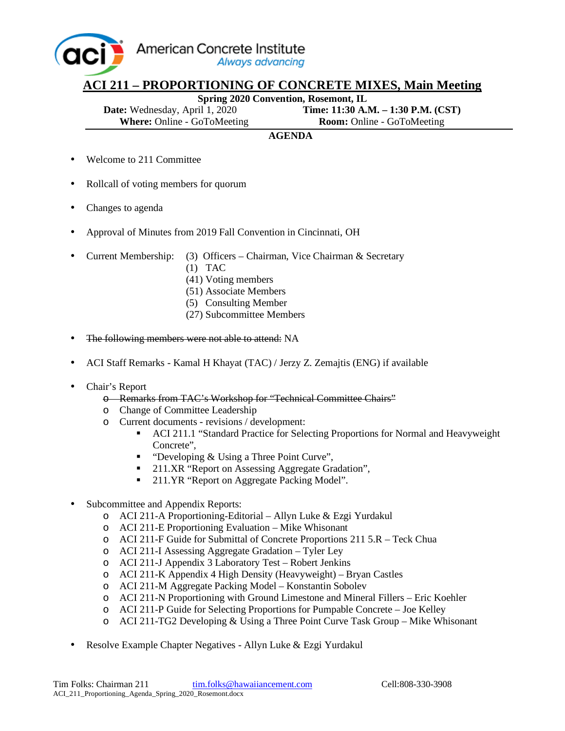American Concrete Institute
*Always advancing*

# ACI 211 – PROPORTIONING OF CONCRETE MIXES, Main Meeting

**Spring 2020 Convention, Rosemont, IL**

**Date:** Wednesday, April 1, 2020 **Time: 11:30 A.M. – 1:30 P.M. (CST)**
**Where:** Online - GoToMeeting **Room:** Online - GoToMeeting

**AGENDA**

- Welcome to 211 Committee
- Rollcall of voting members for quorum
- Changes to agenda
- Approval of Minutes from 2019 Fall Convention in Cincinnati, OH
- Current Membership: (3) Officers – Chairman, Vice Chairman & Secretary
  (1) TAC
  (41) Voting members
  (51) Associate Members
  (5) Consulting Member
  (27) Subcommittee Members
- ~~The following members were not able to attend:~~ NA
- ACI Staff Remarks - Kamal H Khayat (TAC) / Jerzy Z. Zemajtis (ENG) if available
- Chair's Report
  - ~~Remarks from TAC's Workshop for "Technical Committee Chairs"~~
  - Change of Committee Leadership
  - Current documents - revisions / development:
    - ACI 211.1 "Standard Practice for Selecting Proportions for Normal and Heavyweight Concrete",
    - "Developing & Using a Three Point Curve",
    - 211.XR "Report on Assessing Aggregate Gradation",
    - 211.YR "Report on Aggregate Packing Model".
- Subcommittee and Appendix Reports:
  - ACI 211-A Proportioning-Editorial – Allyn Luke & Ezgi Yurdakul
  - ACI 211-E Proportioning Evaluation – Mike Whisonant
  - ACI 211-F Guide for Submittal of Concrete Proportions 211 5.R – Teck Chua
  - ACI 211-I Assessing Aggregate Gradation – Tyler Ley
  - ACI 211-J Appendix 3 Laboratory Test – Robert Jenkins
  - ACI 211-K Appendix 4 High Density (Heavyweight) – Bryan Castles
  - ACI 211-M Aggregate Packing Model – Konstantin Sobolev
  - ACI 211-N Proportioning with Ground Limestone and Mineral Fillers – Eric Koehler
  - ACI 211-P Guide for Selecting Proportions for Pumpable Concrete – Joe Kelley
  - ACI 211-TG2 Developing & Using a Three Point Curve Task Group – Mike Whisonant
- Resolve Example Chapter Negatives - Allyn Luke & Ezgi Yurdakul

Tim Folks: Chairman 211 tim.folks@hawaiiancement.com Cell:808-330-3908
ACI_211_Proportioning_Agenda_Spring_2020_Rosemont.docx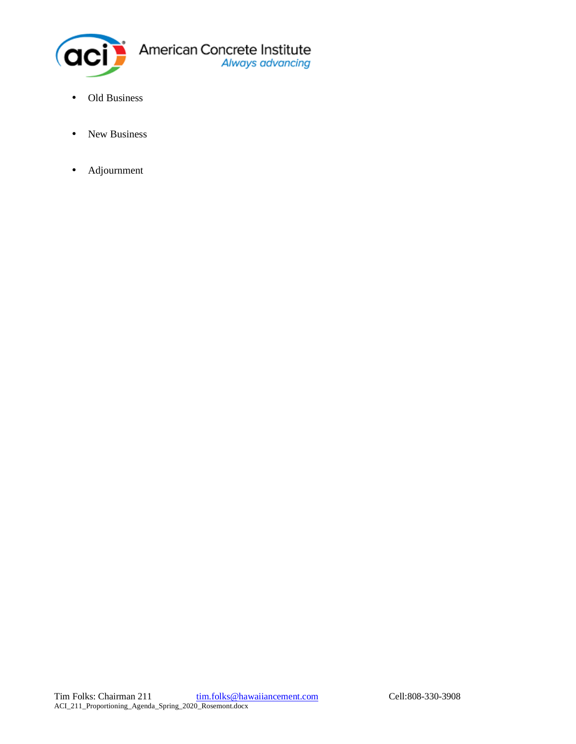- Old Business

- New Business

- Adjournment

Tim Folks: Chairman 211 tim.folks@hawaiiancement.com Cell:808-330-3908
ACI_211_Proportioning_Agenda_Spring_2020_Rosemont.docx